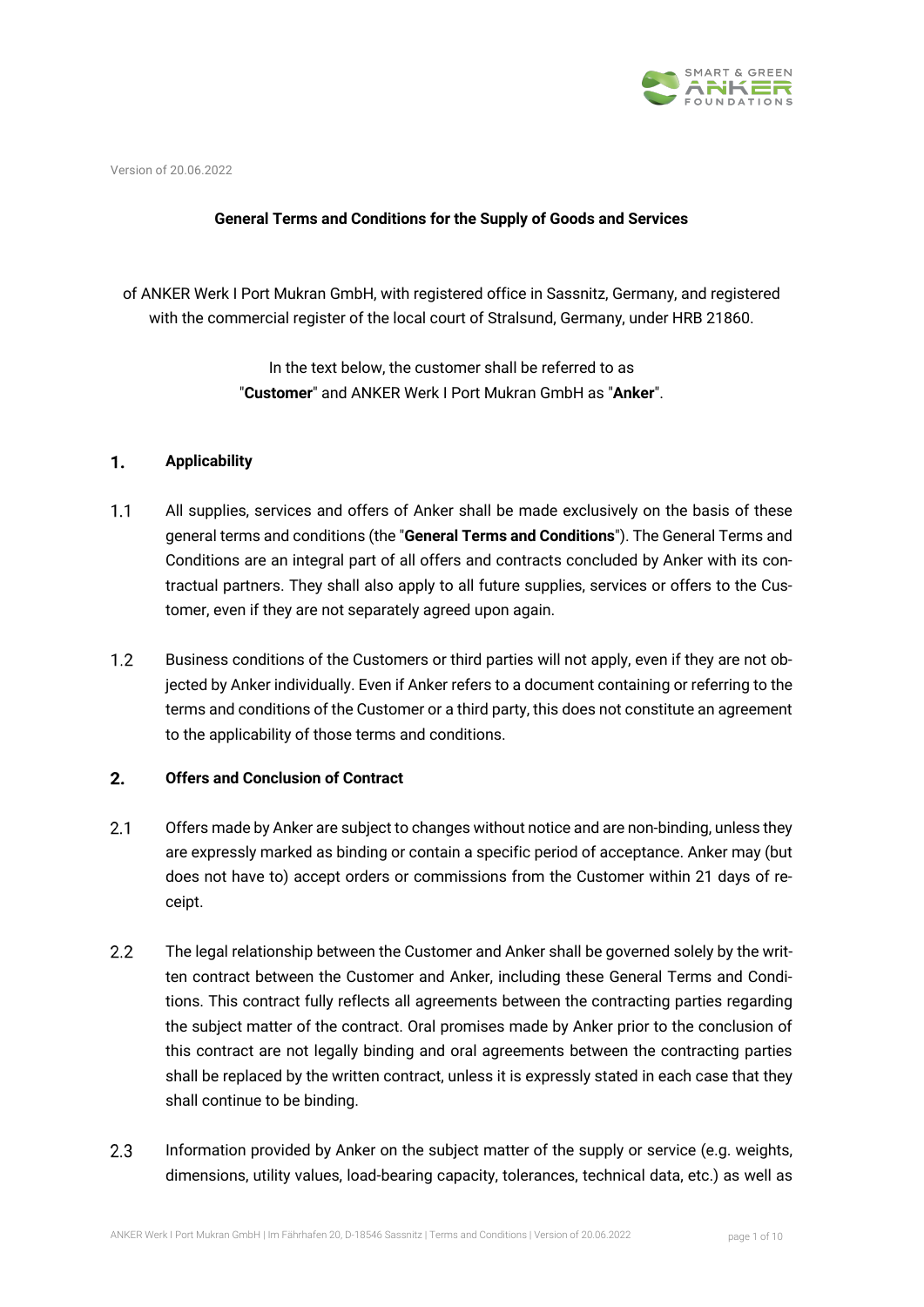Version of 20.06.2022

**General Terms and Conditions for the Supply of Goods and Services**

of ANKER Werk I Port Mukran GmbH, with registered office in Sassnitz, Germany, and registered with the commercial register of the local court of Stralsund, Germany, under HRB 21860.

In the text below, the customer shall be referred to as "**Customer**" and ANKER Werk I Port Mukran GmbH as "**Anker**".

## 1. Applicability

1.1 All supplies, services and offers of Anker shall be made exclusively on the basis of these general terms and conditions (the "**General Terms and Conditions**"). The General Terms and Conditions are an integral part of all offers and contracts concluded by Anker with its contractual partners. They shall also apply to all future supplies, services or offers to the Customer, even if they are not separately agreed upon again.

1.2 Business conditions of the Customers or third parties will not apply, even if they are not objected by Anker individually. Even if Anker refers to a document containing or referring to the terms and conditions of the Customer or a third party, this does not constitute an agreement to the applicability of those terms and conditions.

## 2. Offers and Conclusion of Contract

2.1 Offers made by Anker are subject to changes without notice and are non-binding, unless they are expressly marked as binding or contain a specific period of acceptance. Anker may (but does not have to) accept orders or commissions from the Customer within 21 days of receipt.

2.2 The legal relationship between the Customer and Anker shall be governed solely by the written contract between the Customer and Anker, including these General Terms and Conditions. This contract fully reflects all agreements between the contracting parties regarding the subject matter of the contract. Oral promises made by Anker prior to the conclusion of this contract are not legally binding and oral agreements between the contracting parties shall be replaced by the written contract, unless it is expressly stated in each case that they shall continue to be binding.

2.3 Information provided by Anker on the subject matter of the supply or service (e.g. weights, dimensions, utility values, load-bearing capacity, tolerances, technical data, etc.) as well as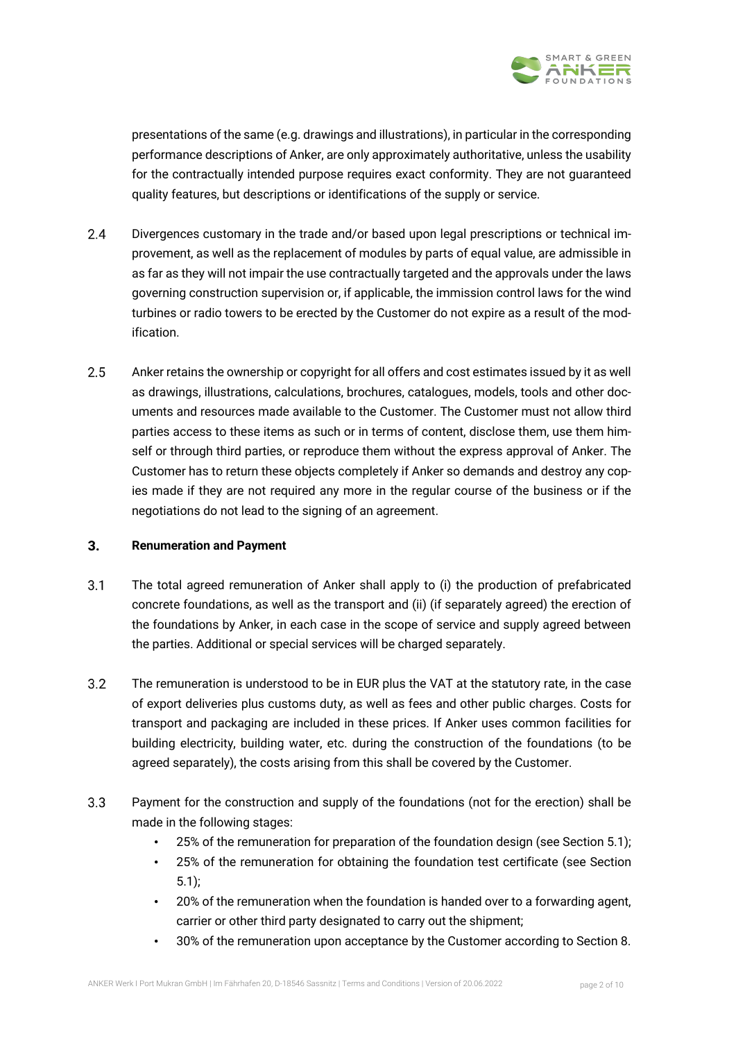presentations of the same (e.g. drawings and illustrations), in particular in the corresponding performance descriptions of Anker, are only approximately authoritative, unless the usability for the contractually intended purpose requires exact conformity. They are not guaranteed quality features, but descriptions or identifications of the supply or service.

2.4 Divergences customary in the trade and/or based upon legal prescriptions or technical improvement, as well as the replacement of modules by parts of equal value, are admissible in as far as they will not impair the use contractually targeted and the approvals under the laws governing construction supervision or, if applicable, the immission control laws for the wind turbines or radio towers to be erected by the Customer do not expire as a result of the modification.

2.5 Anker retains the ownership or copyright for all offers and cost estimates issued by it as well as drawings, illustrations, calculations, brochures, catalogues, models, tools and other documents and resources made available to the Customer. The Customer must not allow third parties access to these items as such or in terms of content, disclose them, use them himself or through third parties, or reproduce them without the express approval of Anker. The Customer has to return these objects completely if Anker so demands and destroy any copies made if they are not required any more in the regular course of the business or if the negotiations do not lead to the signing of an agreement.

## 3. Renumeration and Payment

3.1 The total agreed remuneration of Anker shall apply to (i) the production of prefabricated concrete foundations, as well as the transport and (ii) (if separately agreed) the erection of the foundations by Anker, in each case in the scope of service and supply agreed between the parties. Additional or special services will be charged separately.

3.2 The remuneration is understood to be in EUR plus the VAT at the statutory rate, in the case of export deliveries plus customs duty, as well as fees and other public charges. Costs for transport and packaging are included in these prices. If Anker uses common facilities for building electricity, building water, etc. during the construction of the foundations (to be agreed separately), the costs arising from this shall be covered by the Customer.

3.3 Payment for the construction and supply of the foundations (not for the erection) shall be made in the following stages:

- 25% of the remuneration for preparation of the foundation design (see Section 5.1);
- 25% of the remuneration for obtaining the foundation test certificate (see Section 5.1);
- 20% of the remuneration when the foundation is handed over to a forwarding agent, carrier or other third party designated to carry out the shipment;
- 30% of the remuneration upon acceptance by the Customer according to Section 8.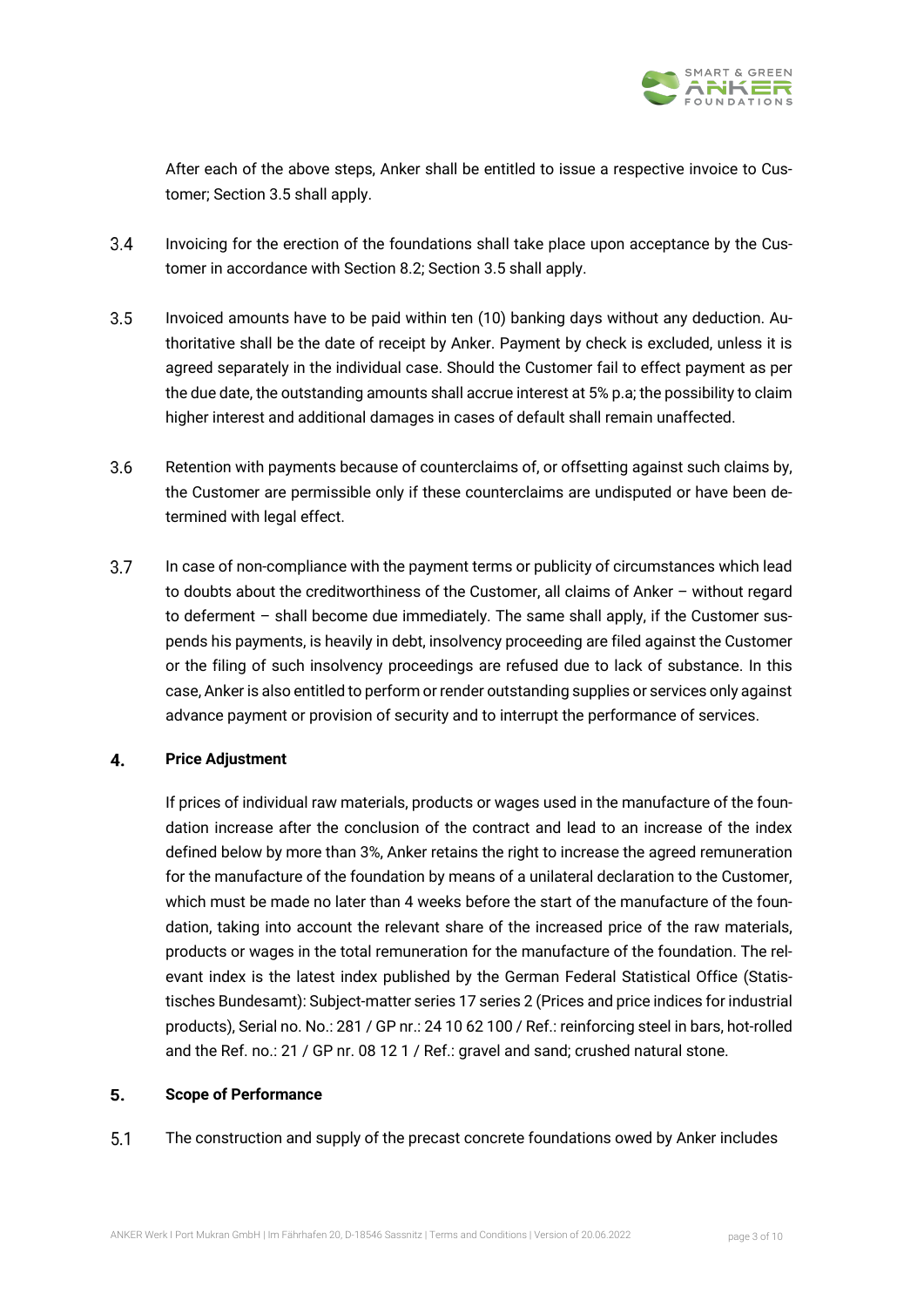After each of the above steps, Anker shall be entitled to issue a respective invoice to Customer; Section 3.5 shall apply.

3.4 Invoicing for the erection of the foundations shall take place upon acceptance by the Customer in accordance with Section 8.2; Section 3.5 shall apply.

3.5 Invoiced amounts have to be paid within ten (10) banking days without any deduction. Authoritative shall be the date of receipt by Anker. Payment by check is excluded, unless it is agreed separately in the individual case. Should the Customer fail to effect payment as per the due date, the outstanding amounts shall accrue interest at 5% p.a; the possibility to claim higher interest and additional damages in cases of default shall remain unaffected.

3.6 Retention with payments because of counterclaims of, or offsetting against such claims by, the Customer are permissible only if these counterclaims are undisputed or have been determined with legal effect.

3.7 In case of non-compliance with the payment terms or publicity of circumstances which lead to doubts about the creditworthiness of the Customer, all claims of Anker – without regard to deferment – shall become due immediately. The same shall apply, if the Customer suspends his payments, is heavily in debt, insolvency proceeding are filed against the Customer or the filing of such insolvency proceedings are refused due to lack of substance. In this case, Anker is also entitled to perform or render outstanding supplies or services only against advance payment or provision of security and to interrupt the performance of services.

## 4. Price Adjustment

If prices of individual raw materials, products or wages used in the manufacture of the foundation increase after the conclusion of the contract and lead to an increase of the index defined below by more than 3%, Anker retains the right to increase the agreed remuneration for the manufacture of the foundation by means of a unilateral declaration to the Customer, which must be made no later than 4 weeks before the start of the manufacture of the foundation, taking into account the relevant share of the increased price of the raw materials, products or wages in the total remuneration for the manufacture of the foundation. The relevant index is the latest index published by the German Federal Statistical Office (Statistisches Bundesamt): Subject-matter series 17 series 2 (Prices and price indices for industrial products), Serial no. No.: 281 / GP nr.: 24 10 62 100 / Ref.: reinforcing steel in bars, hot-rolled and the Ref. no.: 21 / GP nr. 08 12 1 / Ref.: gravel and sand; crushed natural stone.

## 5. Scope of Performance

5.1 The construction and supply of the precast concrete foundations owed by Anker includes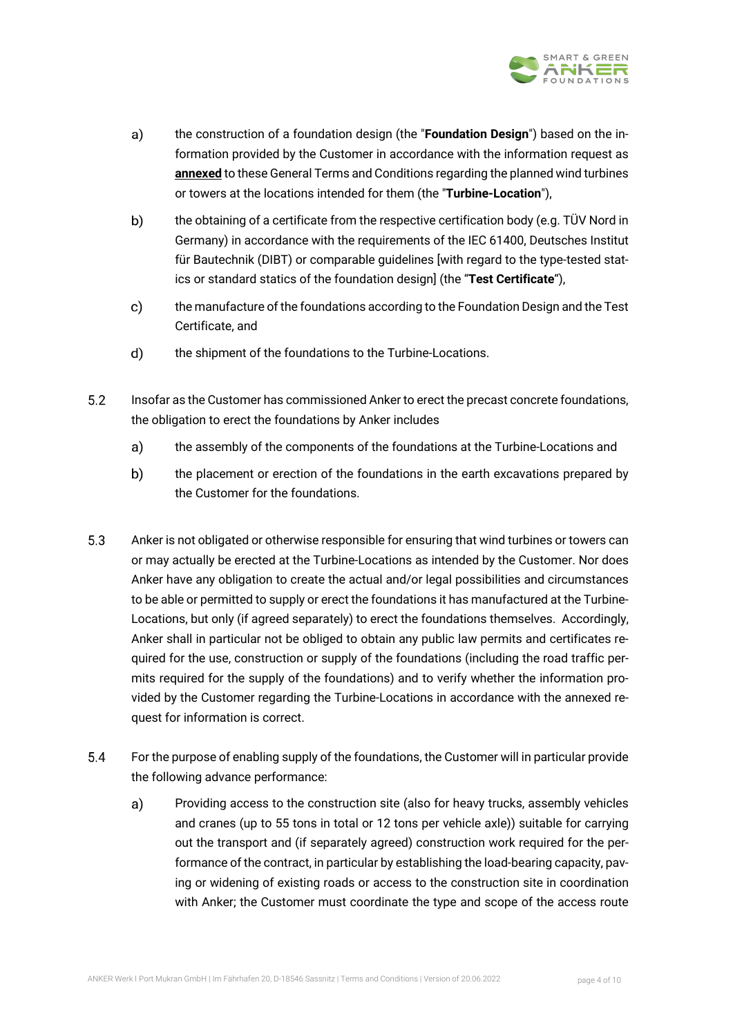a) the construction of a foundation design (the "**Foundation Design**") based on the information provided by the Customer in accordance with the information request as **annexed** to these General Terms and Conditions regarding the planned wind turbines or towers at the locations intended for them (the "**Turbine-Location**"),

b) the obtaining of a certificate from the respective certification body (e.g. TÜV Nord in Germany) in accordance with the requirements of the IEC 61400, Deutsches Institut für Bautechnik (DIBT) or comparable guidelines [with regard to the type-tested statics or standard statics of the foundation design] (the "**Test Certificate**"),

c) the manufacture of the foundations according to the Foundation Design and the Test Certificate, and

d) the shipment of the foundations to the Turbine-Locations.

5.2 Insofar as the Customer has commissioned Anker to erect the precast concrete foundations, the obligation to erect the foundations by Anker includes

a) the assembly of the components of the foundations at the Turbine-Locations and

b) the placement or erection of the foundations in the earth excavations prepared by the Customer for the foundations.

5.3 Anker is not obligated or otherwise responsible for ensuring that wind turbines or towers can or may actually be erected at the Turbine-Locations as intended by the Customer. Nor does Anker have any obligation to create the actual and/or legal possibilities and circumstances to be able or permitted to supply or erect the foundations it has manufactured at the Turbine-Locations, but only (if agreed separately) to erect the foundations themselves. Accordingly, Anker shall in particular not be obliged to obtain any public law permits and certificates required for the use, construction or supply of the foundations (including the road traffic permits required for the supply of the foundations) and to verify whether the information provided by the Customer regarding the Turbine-Locations in accordance with the annexed request for information is correct.

5.4 For the purpose of enabling supply of the foundations, the Customer will in particular provide the following advance performance:

a) Providing access to the construction site (also for heavy trucks, assembly vehicles and cranes (up to 55 tons in total or 12 tons per vehicle axle)) suitable for carrying out the transport and (if separately agreed) construction work required for the performance of the contract, in particular by establishing the load-bearing capacity, paving or widening of existing roads or access to the construction site in coordination with Anker; the Customer must coordinate the type and scope of the access route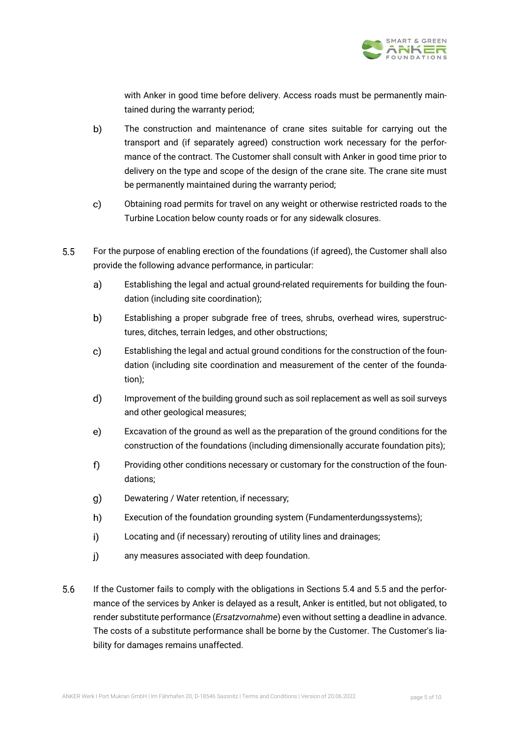with Anker in good time before delivery. Access roads must be permanently maintained during the warranty period;

b) The construction and maintenance of crane sites suitable for carrying out the transport and (if separately agreed) construction work necessary for the performance of the contract. The Customer shall consult with Anker in good time prior to delivery on the type and scope of the design of the crane site. The crane site must be permanently maintained during the warranty period;

c) Obtaining road permits for travel on any weight or otherwise restricted roads to the Turbine Location below county roads or for any sidewalk closures.

5.5 For the purpose of enabling erection of the foundations (if agreed), the Customer shall also provide the following advance performance, in particular:

a) Establishing the legal and actual ground-related requirements for building the foundation (including site coordination);

b) Establishing a proper subgrade free of trees, shrubs, overhead wires, superstructures, ditches, terrain ledges, and other obstructions;

c) Establishing the legal and actual ground conditions for the construction of the foundation (including site coordination and measurement of the center of the foundation);

d) Improvement of the building ground such as soil replacement as well as soil surveys and other geological measures;

e) Excavation of the ground as well as the preparation of the ground conditions for the construction of the foundations (including dimensionally accurate foundation pits);

f) Providing other conditions necessary or customary for the construction of the foundations;

g) Dewatering / Water retention, if necessary;

h) Execution of the foundation grounding system (Fundamenterdungssystems);

i) Locating and (if necessary) rerouting of utility lines and drainages;

j) any measures associated with deep foundation.

5.6 If the Customer fails to comply with the obligations in Sections 5.4 and 5.5 and the performance of the services by Anker is delayed as a result, Anker is entitled, but not obligated, to render substitute performance (*Ersatzvornahme*) even without setting a deadline in advance. The costs of a substitute performance shall be borne by the Customer. The Customer's liability for damages remains unaffected.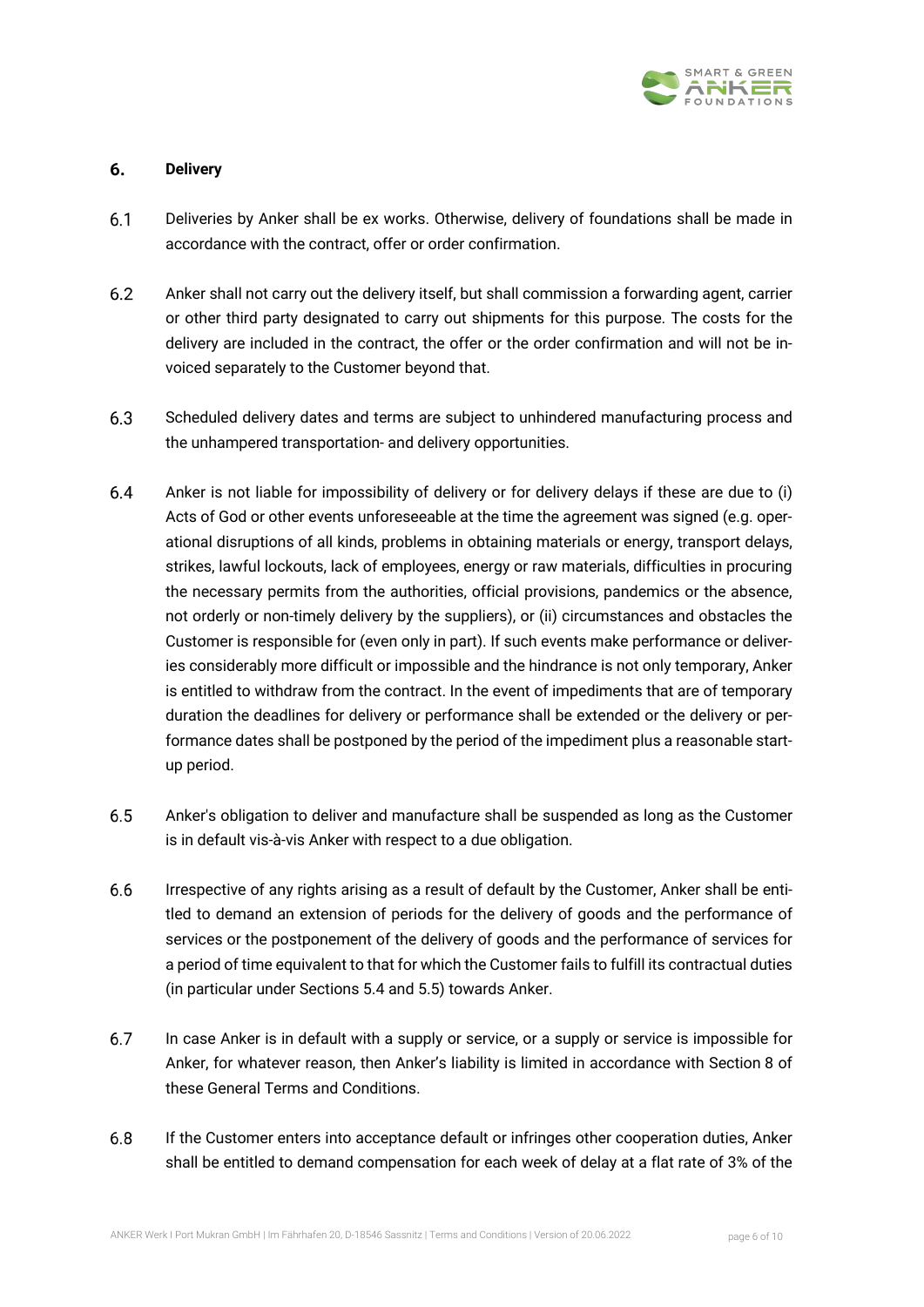## 6. Delivery

6.1 Deliveries by Anker shall be ex works. Otherwise, delivery of foundations shall be made in accordance with the contract, offer or order confirmation.

6.2 Anker shall not carry out the delivery itself, but shall commission a forwarding agent, carrier or other third party designated to carry out shipments for this purpose. The costs for the delivery are included in the contract, the offer or the order confirmation and will not be invoiced separately to the Customer beyond that.

6.3 Scheduled delivery dates and terms are subject to unhindered manufacturing process and the unhampered transportation- and delivery opportunities.

6.4 Anker is not liable for impossibility of delivery or for delivery delays if these are due to (i) Acts of God or other events unforeseeable at the time the agreement was signed (e.g. operational disruptions of all kinds, problems in obtaining materials or energy, transport delays, strikes, lawful lockouts, lack of employees, energy or raw materials, difficulties in procuring the necessary permits from the authorities, official provisions, pandemics or the absence, not orderly or non-timely delivery by the suppliers), or (ii) circumstances and obstacles the Customer is responsible for (even only in part). If such events make performance or deliveries considerably more difficult or impossible and the hindrance is not only temporary, Anker is entitled to withdraw from the contract. In the event of impediments that are of temporary duration the deadlines for delivery or performance shall be extended or the delivery or performance dates shall be postponed by the period of the impediment plus a reasonable start-up period.

6.5 Anker's obligation to deliver and manufacture shall be suspended as long as the Customer is in default vis-à-vis Anker with respect to a due obligation.

6.6 Irrespective of any rights arising as a result of default by the Customer, Anker shall be entitled to demand an extension of periods for the delivery of goods and the performance of services or the postponement of the delivery of goods and the performance of services for a period of time equivalent to that for which the Customer fails to fulfill its contractual duties (in particular under Sections 5.4 and 5.5) towards Anker.

6.7 In case Anker is in default with a supply or service, or a supply or service is impossible for Anker, for whatever reason, then Anker's liability is limited in accordance with Section 8 of these General Terms and Conditions.

6.8 If the Customer enters into acceptance default or infringes other cooperation duties, Anker shall be entitled to demand compensation for each week of delay at a flat rate of 3% of the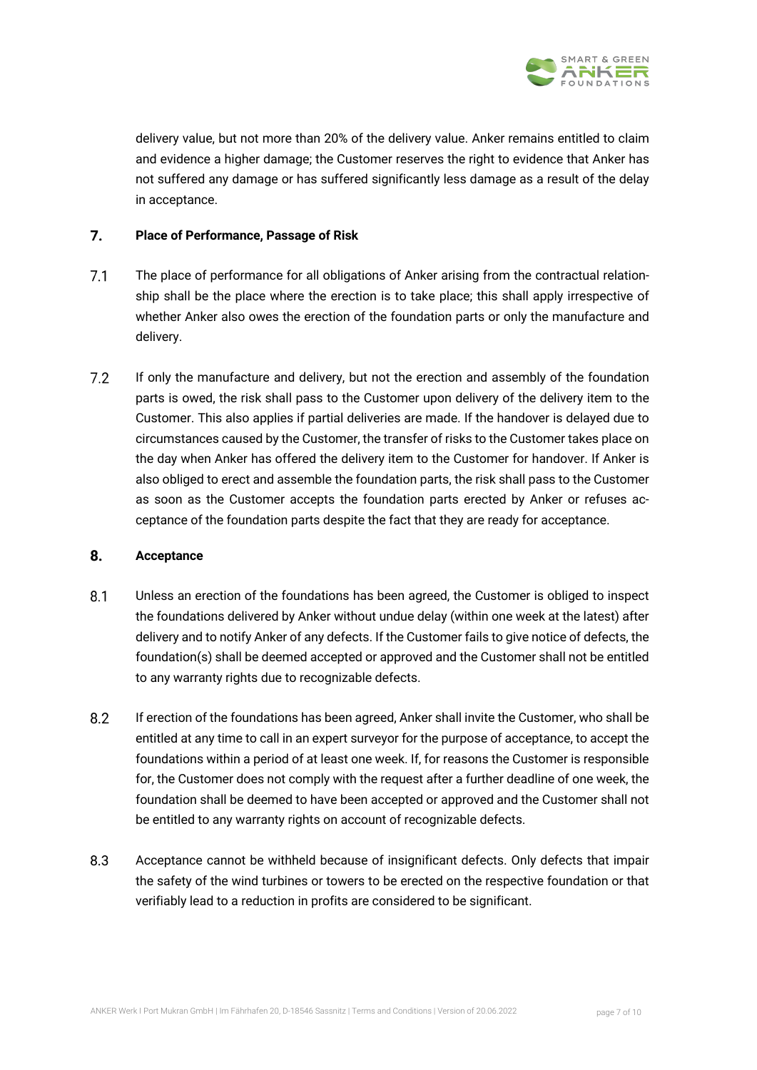delivery value, but not more than 20% of the delivery value. Anker remains entitled to claim and evidence a higher damage; the Customer reserves the right to evidence that Anker has not suffered any damage or has suffered significantly less damage as a result of the delay in acceptance.

## 7. Place of Performance, Passage of Risk

7.1 The place of performance for all obligations of Anker arising from the contractual relationship shall be the place where the erection is to take place; this shall apply irrespective of whether Anker also owes the erection of the foundation parts or only the manufacture and delivery.

7.2 If only the manufacture and delivery, but not the erection and assembly of the foundation parts is owed, the risk shall pass to the Customer upon delivery of the delivery item to the Customer. This also applies if partial deliveries are made. If the handover is delayed due to circumstances caused by the Customer, the transfer of risks to the Customer takes place on the day when Anker has offered the delivery item to the Customer for handover. If Anker is also obliged to erect and assemble the foundation parts, the risk shall pass to the Customer as soon as the Customer accepts the foundation parts erected by Anker or refuses acceptance of the foundation parts despite the fact that they are ready for acceptance.

## 8. Acceptance

8.1 Unless an erection of the foundations has been agreed, the Customer is obliged to inspect the foundations delivered by Anker without undue delay (within one week at the latest) after delivery and to notify Anker of any defects. If the Customer fails to give notice of defects, the foundation(s) shall be deemed accepted or approved and the Customer shall not be entitled to any warranty rights due to recognizable defects.

8.2 If erection of the foundations has been agreed, Anker shall invite the Customer, who shall be entitled at any time to call in an expert surveyor for the purpose of acceptance, to accept the foundations within a period of at least one week. If, for reasons the Customer is responsible for, the Customer does not comply with the request after a further deadline of one week, the foundation shall be deemed to have been accepted or approved and the Customer shall not be entitled to any warranty rights on account of recognizable defects.

8.3 Acceptance cannot be withheld because of insignificant defects. Only defects that impair the safety of the wind turbines or towers to be erected on the respective foundation or that verifiably lead to a reduction in profits are considered to be significant.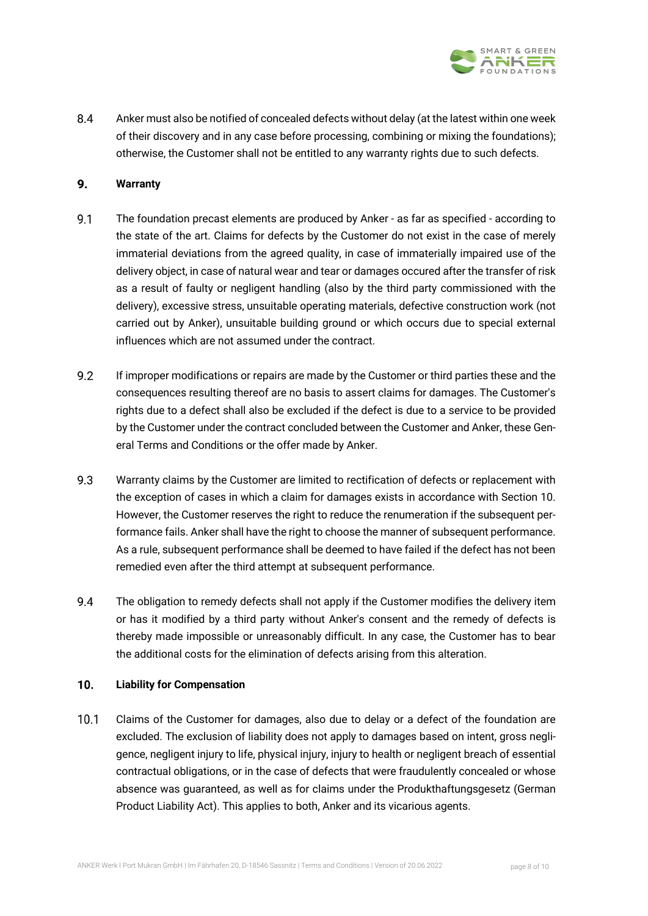8.4 Anker must also be notified of concealed defects without delay (at the latest within one week of their discovery and in any case before processing, combining or mixing the foundations); otherwise, the Customer shall not be entitled to any warranty rights due to such defects.

## 9. Warranty

9.1 The foundation precast elements are produced by Anker - as far as specified - according to the state of the art. Claims for defects by the Customer do not exist in the case of merely immaterial deviations from the agreed quality, in case of immaterially impaired use of the delivery object, in case of natural wear and tear or damages occured after the transfer of risk as a result of faulty or negligent handling (also by the third party commissioned with the delivery), excessive stress, unsuitable operating materials, defective construction work (not carried out by Anker), unsuitable building ground or which occurs due to special external influences which are not assumed under the contract.

9.2 If improper modifications or repairs are made by the Customer or third parties these and the consequences resulting thereof are no basis to assert claims for damages. The Customer's rights due to a defect shall also be excluded if the defect is due to a service to be provided by the Customer under the contract concluded between the Customer and Anker, these General Terms and Conditions or the offer made by Anker.

9.3 Warranty claims by the Customer are limited to rectification of defects or replacement with the exception of cases in which a claim for damages exists in accordance with Section 10. However, the Customer reserves the right to reduce the renumeration if the subsequent performance fails. Anker shall have the right to choose the manner of subsequent performance. As a rule, subsequent performance shall be deemed to have failed if the defect has not been remedied even after the third attempt at subsequent performance.

9.4 The obligation to remedy defects shall not apply if the Customer modifies the delivery item or has it modified by a third party without Anker's consent and the remedy of defects is thereby made impossible or unreasonably difficult. In any case, the Customer has to bear the additional costs for the elimination of defects arising from this alteration.

## 10. Liability for Compensation

10.1 Claims of the Customer for damages, also due to delay or a defect of the foundation are excluded. The exclusion of liability does not apply to damages based on intent, gross negligence, negligent injury to life, physical injury, injury to health or negligent breach of essential contractual obligations, or in the case of defects that were fraudulently concealed or whose absence was guaranteed, as well as for claims under the Produkthaftungsgesetz (German Product Liability Act). This applies to both, Anker and its vicarious agents.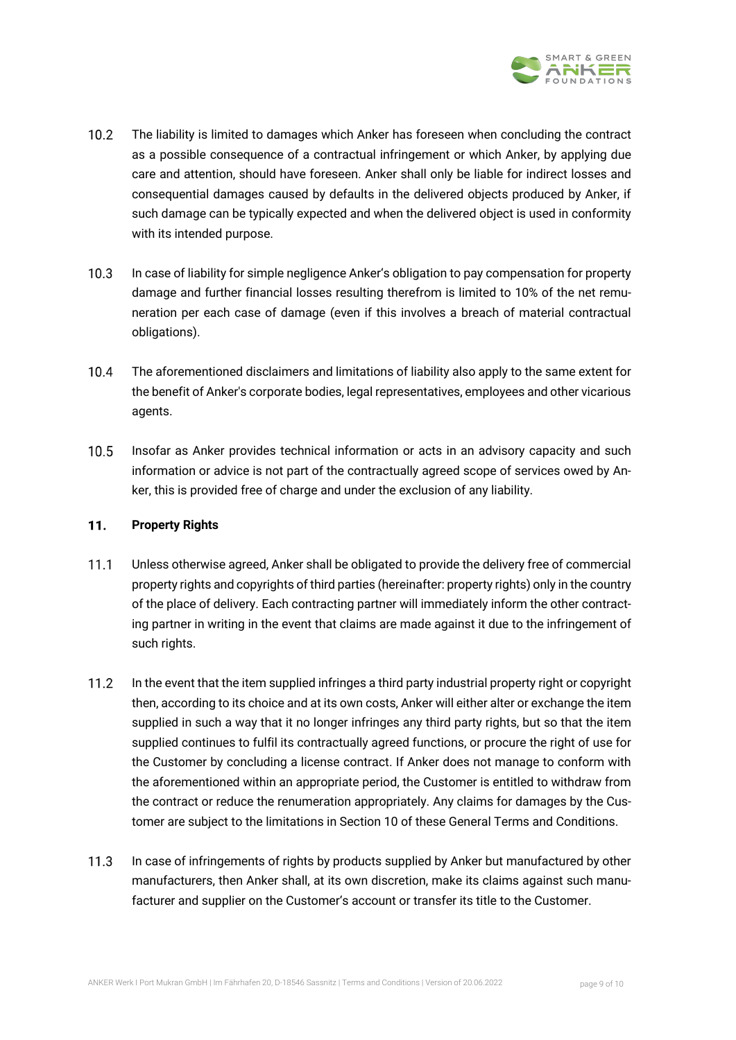10.2 The liability is limited to damages which Anker has foreseen when concluding the contract as a possible consequence of a contractual infringement or which Anker, by applying due care and attention, should have foreseen. Anker shall only be liable for indirect losses and consequential damages caused by defaults in the delivered objects produced by Anker, if such damage can be typically expected and when the delivered object is used in conformity with its intended purpose.

10.3 In case of liability for simple negligence Anker's obligation to pay compensation for property damage and further financial losses resulting therefrom is limited to 10% of the net remuneration per each case of damage (even if this involves a breach of material contractual obligations).

10.4 The aforementioned disclaimers and limitations of liability also apply to the same extent for the benefit of Anker's corporate bodies, legal representatives, employees and other vicarious agents.

10.5 Insofar as Anker provides technical information or acts in an advisory capacity and such information or advice is not part of the contractually agreed scope of services owed by Anker, this is provided free of charge and under the exclusion of any liability.

## 11. Property Rights

11.1 Unless otherwise agreed, Anker shall be obligated to provide the delivery free of commercial property rights and copyrights of third parties (hereinafter: property rights) only in the country of the place of delivery. Each contracting partner will immediately inform the other contracting partner in writing in the event that claims are made against it due to the infringement of such rights.

11.2 In the event that the item supplied infringes a third party industrial property right or copyright then, according to its choice and at its own costs, Anker will either alter or exchange the item supplied in such a way that it no longer infringes any third party rights, but so that the item supplied continues to fulfil its contractually agreed functions, or procure the right of use for the Customer by concluding a license contract. If Anker does not manage to conform with the aforementioned within an appropriate period, the Customer is entitled to withdraw from the contract or reduce the renumeration appropriately. Any claims for damages by the Customer are subject to the limitations in Section 10 of these General Terms and Conditions.

11.3 In case of infringements of rights by products supplied by Anker but manufactured by other manufacturers, then Anker shall, at its own discretion, make its claims against such manufacturer and supplier on the Customer's account or transfer its title to the Customer.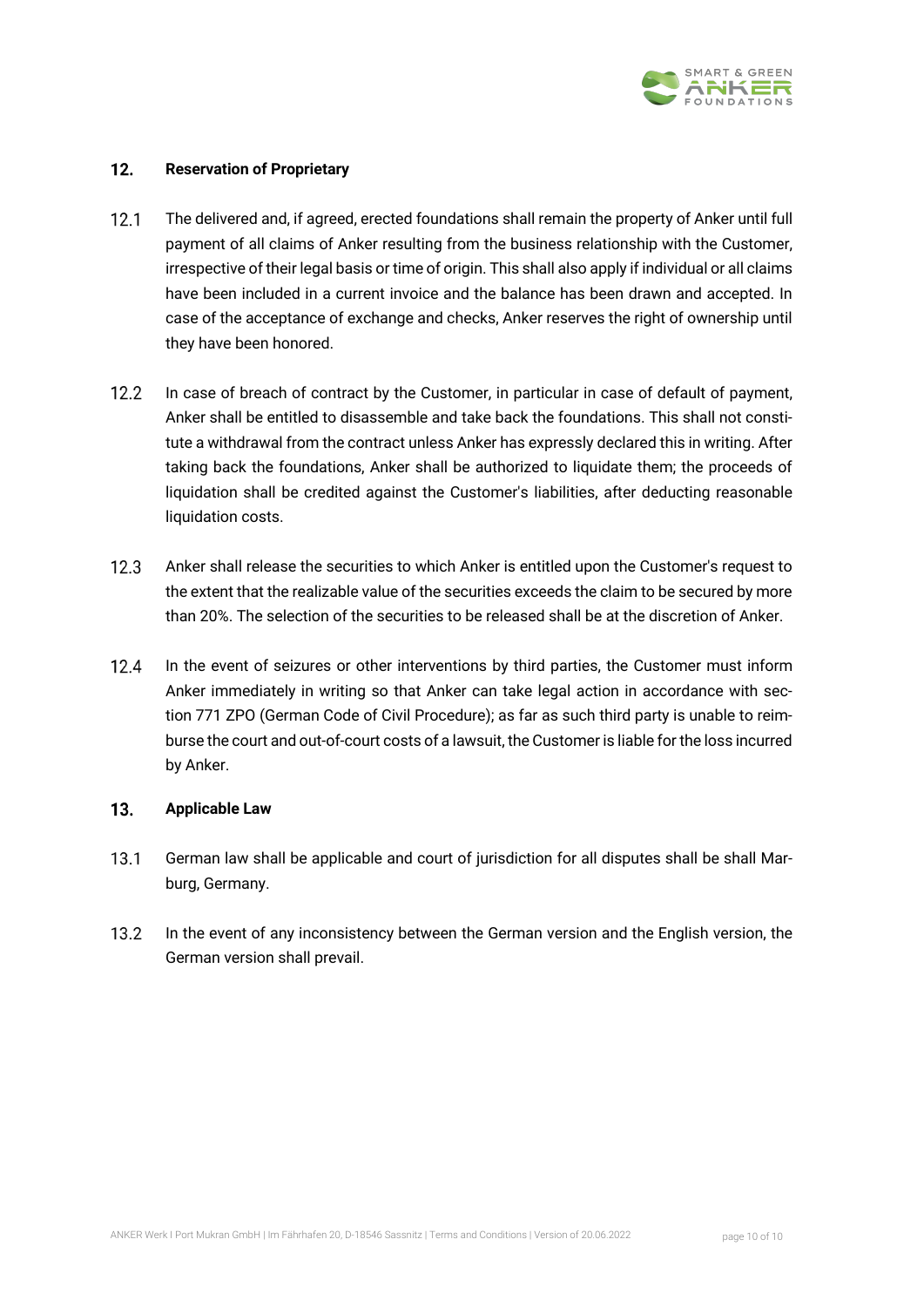## 12. Reservation of Proprietary

12.1 The delivered and, if agreed, erected foundations shall remain the property of Anker until full payment of all claims of Anker resulting from the business relationship with the Customer, irrespective of their legal basis or time of origin. This shall also apply if individual or all claims have been included in a current invoice and the balance has been drawn and accepted. In case of the acceptance of exchange and checks, Anker reserves the right of ownership until they have been honored.

12.2 In case of breach of contract by the Customer, in particular in case of default of payment, Anker shall be entitled to disassemble and take back the foundations. This shall not constitute a withdrawal from the contract unless Anker has expressly declared this in writing. After taking back the foundations, Anker shall be authorized to liquidate them; the proceeds of liquidation shall be credited against the Customer's liabilities, after deducting reasonable liquidation costs.

12.3 Anker shall release the securities to which Anker is entitled upon the Customer's request to the extent that the realizable value of the securities exceeds the claim to be secured by more than 20%. The selection of the securities to be released shall be at the discretion of Anker.

12.4 In the event of seizures or other interventions by third parties, the Customer must inform Anker immediately in writing so that Anker can take legal action in accordance with section 771 ZPO (German Code of Civil Procedure); as far as such third party is unable to reimburse the court and out-of-court costs of a lawsuit, the Customer is liable for the loss incurred by Anker.

## 13. Applicable Law

13.1 German law shall be applicable and court of jurisdiction for all disputes shall be shall Marburg, Germany.

13.2 In the event of any inconsistency between the German version and the English version, the German version shall prevail.